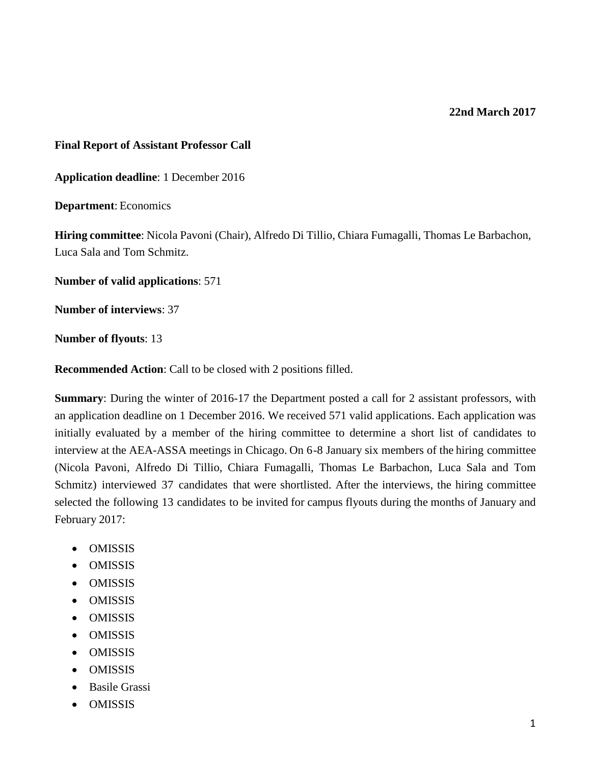**22nd March 2017**

**Final Report of Assistant Professor Call**

**Application deadline**: 1 December 2016

**Department**: Economics

**Hiring committee**: Nicola Pavoni (Chair), Alfredo Di Tillio, Chiara Fumagalli, Thomas Le Barbachon, Luca Sala and Tom Schmitz.

**Number of valid applications**: 571

**Number of interviews**: 37

**Number of flyouts**: 13

**Recommended Action**: Call to be closed with 2 positions filled.

**Summary**: During the winter of 2016-17 the Department posted a call for 2 assistant professors, with an application deadline on 1 December 2016. We received 571 valid applications. Each application was initially evaluated by a member of the hiring committee to determine a short list of candidates to interview at the AEA-ASSA meetings in Chicago. On 6-8 January six members of the hiring committee (Nicola Pavoni, Alfredo Di Tillio, Chiara Fumagalli, Thomas Le Barbachon, Luca Sala and Tom Schmitz) interviewed 37 candidates that were shortlisted. After the interviews, the hiring committee selected the following 13 candidates to be invited for campus flyouts during the months of January and February 2017:

- OMISSIS
- OMISSIS
- OMISSIS
- OMISSIS
- OMISSIS
- OMISSIS
- OMISSIS
- OMISSIS
- Basile Grassi
- OMISSIS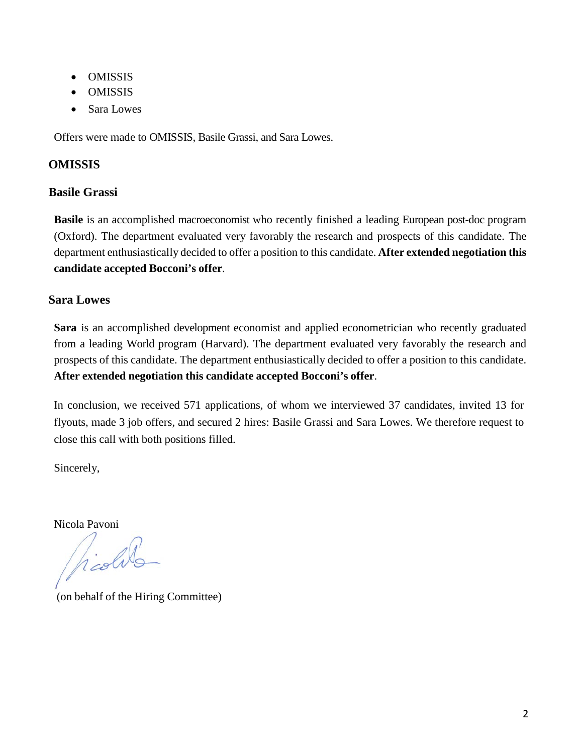- OMISSIS
- OMISSIS
- Sara Lowes

Offers were made to OMISSIS, Basile Grassi, and Sara Lowes.

### OMISSIS

### Basile Grassi

**Basile** is an accomplished macroeconomist who recently finished a leading European post-doc program (Oxford). The department evaluated very favorably the research and prospects of this candidate. The department enthusiastically decided to offer a position to this candidate. **After extended negotiation this candidate accepted Bocconi's offer**.

### Sara Lowes

**Sara** is an accomplished development economist and applied econometrician who recently graduated from a leading World program (Harvard). The department evaluated very favorably the research and prospects of this candidate. The department enthusiastically decided to offer a position to this candidate. **After extended negotiation this candidate accepted Bocconi's offer**.

In conclusion, we received 571 applications, of whom we interviewed 37 candidates, invited 13 for flyouts, made 3 job offers, and secured 2 hires: Basile Grassi and Sara Lowes. We therefore request to close this call with both positions filled.

Sincerely,

Nicola Pavoni

(on behalf of the Hiring Committee)